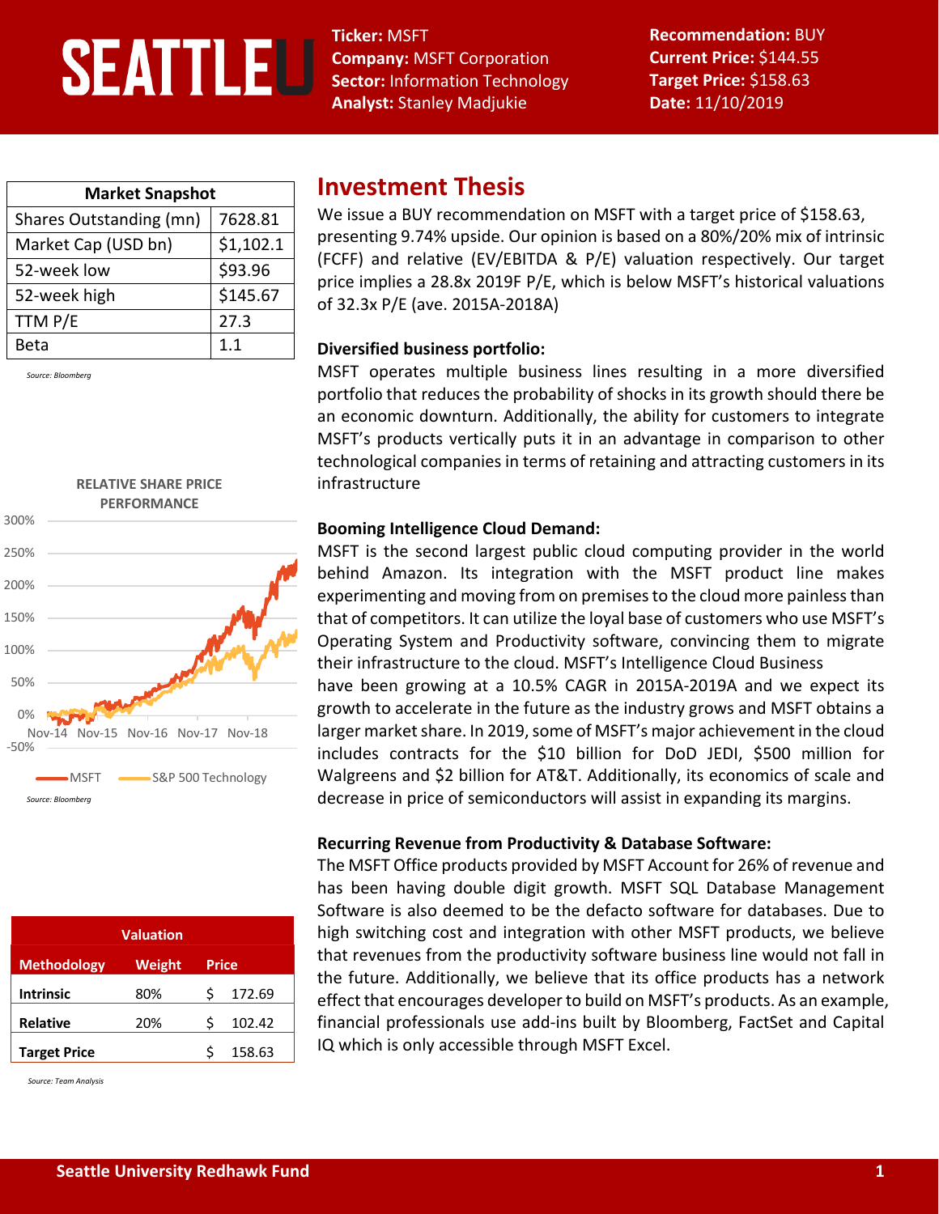**Ticker:** MSFT
**Company:** MSFT Corporation
**Sector:** Information Technology
**Analyst:** Stanley Madjukie

**Recommendation:** BUY
**Current Price:** $144.55
**Target Price:** $158.63
**Date:** 11/10/2019

| Market Snapshot | |
|---|---|
| Shares Outstanding (mn) | 7628.81 |
| Market Cap (USD bn) | $1,102.1 |
| 52-week low | $93.96 |
| 52-week high | $145.67 |
| TTM P/E | 27.3 |
| Beta | 1.1 |

*Source: Bloomberg*

**RELATIVE SHARE PRICE PERFORMANCE**

MSFT vs. S&P 500 Technology, Nov-14 to Nov-18

*Source: Bloomberg*

| Valuation | | |
|---|---|---|
| **Methodology** | **Weight** | **Price** |
| **Intrinsic** | 80% | $ 172.69 |
| **Relative** | 20% | $ 102.42 |
| **Target Price** | | $ 158.63 |

*Source: Team Analysis*

# Investment Thesis

We issue a BUY recommendation on MSFT with a target price of $158.63, presenting 9.74% upside. Our opinion is based on a 80%/20% mix of intrinsic (FCFF) and relative (EV/EBITDA & P/E) valuation respectively. Our target price implies a 28.8x 2019F P/E, which is below MSFT's historical valuations of 32.3x P/E (ave. 2015A-2018A)

**Diversified business portfolio:**

MSFT operates multiple business lines resulting in a more diversified portfolio that reduces the probability of shocks in its growth should there be an economic downturn. Additionally, the ability for customers to integrate MSFT's products vertically puts it in an advantage in comparison to other technological companies in terms of retaining and attracting customers in its infrastructure

**Booming Intelligence Cloud Demand:**

MSFT is the second largest public cloud computing provider in the world behind Amazon. Its integration with the MSFT product line makes experimenting and moving from on premises to the cloud more painless than that of competitors. It can utilize the loyal base of customers who use MSFT's Operating System and Productivity software, convincing them to migrate their infrastructure to the cloud. MSFT's Intelligence Cloud Business have been growing at a 10.5% CAGR in 2015A-2019A and we expect its growth to accelerate in the future as the industry grows and MSFT obtains a larger market share. In 2019, some of MSFT's major achievement in the cloud includes contracts for the $10 billion for DoD JEDI, $500 million for Walgreens and $2 billion for AT&T. Additionally, its economics of scale and decrease in price of semiconductors will assist in expanding its margins.

**Recurring Revenue from Productivity & Database Software:**

The MSFT Office products provided by MSFT Account for 26% of revenue and has been having double digit growth. MSFT SQL Database Management Software is also deemed to be the defacto software for databases. Due to high switching cost and integration with other MSFT products, we believe that revenues from the productivity software business line would not fall in the future. Additionally, we believe that its office products has a network effect that encourages developer to build on MSFT's products. As an example, financial professionals use add-ins built by Bloomberg, FactSet and Capital IQ which is only accessible through MSFT Excel.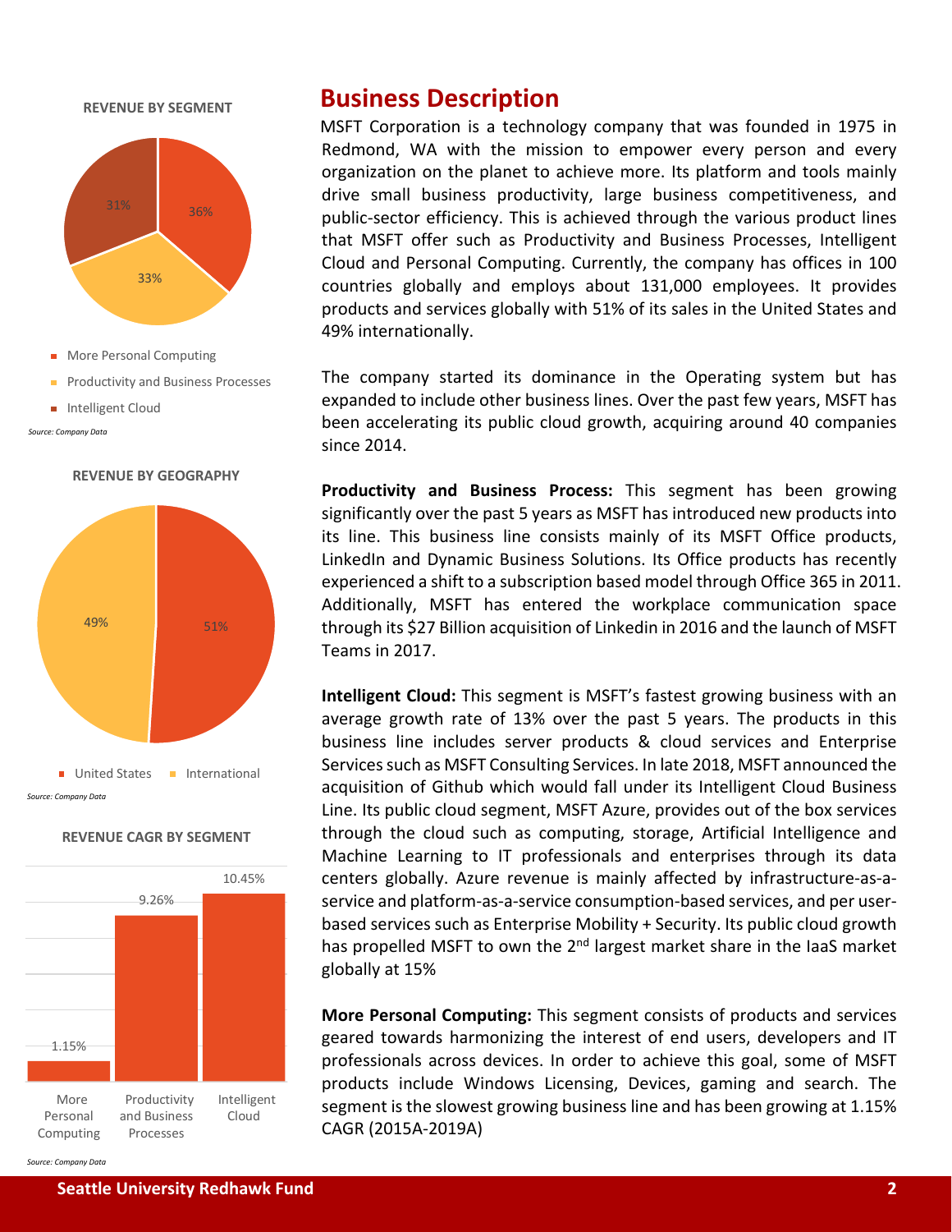**REVENUE BY SEGMENT**

- More Personal Computing
- Productivity and Business Processes
- Intelligent Cloud

| Segment | Share |
| --- | --- |
| More Personal Computing | 31% |
| Productivity and Business Processes | 33% |
| Intelligent Cloud | 36% |

*Source: Company Data*

**REVENUE BY GEOGRAPHY**

| Geography | Share |
| --- | --- |
| United States | 51% |
| International | 49% |

*Source: Company Data*

**REVENUE CAGR BY SEGMENT**

| Segment | CAGR |
| --- | --- |
| More Personal Computing | 1.15% |
| Productivity and Business Processes | 9.26% |
| Intelligent Cloud | 10.45% |

*Source: Company Data*

# Business Description

MSFT Corporation is a technology company that was founded in 1975 in Redmond, WA with the mission to empower every person and every organization on the planet to achieve more. Its platform and tools mainly drive small business productivity, large business competitiveness, and public-sector efficiency. This is achieved through the various product lines that MSFT offer such as Productivity and Business Processes, Intelligent Cloud and Personal Computing. Currently, the company has offices in 100 countries globally and employs about 131,000 employees. It provides products and services globally with 51% of its sales in the United States and 49% internationally.

The company started its dominance in the Operating system but has expanded to include other business lines. Over the past few years, MSFT has been accelerating its public cloud growth, acquiring around 40 companies since 2014.

**Productivity and Business Process:** This segment has been growing significantly over the past 5 years as MSFT has introduced new products into its line. This business line consists mainly of its MSFT Office products, LinkedIn and Dynamic Business Solutions. Its Office products has recently experienced a shift to a subscription based model through Office 365 in 2011. Additionally, MSFT has entered the workplace communication space through its $27 Billion acquisition of Linkedin in 2016 and the launch of MSFT Teams in 2017.

**Intelligent Cloud:** This segment is MSFT's fastest growing business with an average growth rate of 13% over the past 5 years. The products in this business line includes server products & cloud services and Enterprise Services such as MSFT Consulting Services. In late 2018, MSFT announced the acquisition of Github which would fall under its Intelligent Cloud Business Line. Its public cloud segment, MSFT Azure, provides out of the box services through the cloud such as computing, storage, Artificial Intelligence and Machine Learning to IT professionals and enterprises through its data centers globally. Azure revenue is mainly affected by infrastructure-as-a-service and platform-as-a-service consumption-based services, and per user-based services such as Enterprise Mobility + Security. Its public cloud growth has propelled MSFT to own the 2nd largest market share in the IaaS market globally at 15%

**More Personal Computing:** This segment consists of products and services geared towards harmonizing the interest of end users, developers and IT professionals across devices. In order to achieve this goal, some of MSFT products include Windows Licensing, Devices, gaming and search. The segment is the slowest growing business line and has been growing at 1.15% CAGR (2015A-2019A)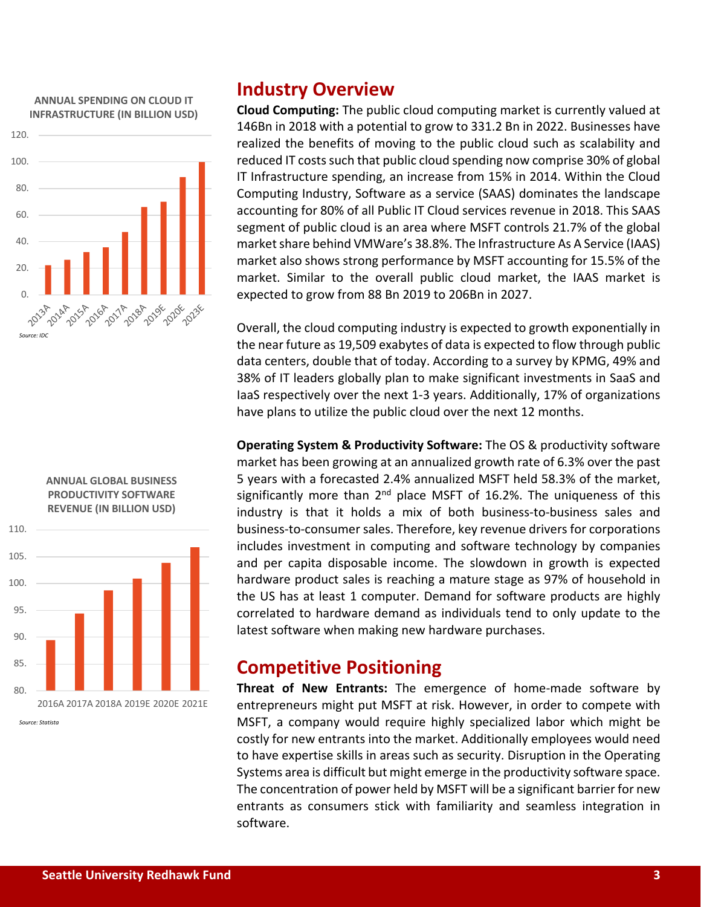ANNUAL SPENDING ON CLOUD IT INFRASTRUCTURE (IN BILLION USD)

Source: IDC

ANNUAL GLOBAL BUSINESS PRODUCTIVITY SOFTWARE REVENUE (IN BILLION USD)

Source: Statista

## Industry Overview

**Cloud Computing:** The public cloud computing market is currently valued at 146Bn in 2018 with a potential to grow to 331.2 Bn in 2022. Businesses have realized the benefits of moving to the public cloud such as scalability and reduced IT costs such that public cloud spending now comprise 30% of global IT Infrastructure spending, an increase from 15% in 2014. Within the Cloud Computing Industry, Software as a service (SAAS) dominates the landscape accounting for 80% of all Public IT Cloud services revenue in 2018. This SAAS segment of public cloud is an area where MSFT controls 21.7% of the global market share behind VMWare's 38.8%. The Infrastructure As A Service (IAAS) market also shows strong performance by MSFT accounting for 15.5% of the market. Similar to the overall public cloud market, the IAAS market is expected to grow from 88 Bn 2019 to 206Bn in 2027.

Overall, the cloud computing industry is expected to growth exponentially in the near future as 19,509 exabytes of data is expected to flow through public data centers, double that of today. According to a survey by KPMG, 49% and 38% of IT leaders globally plan to make significant investments in SaaS and IaaS respectively over the next 1-3 years. Additionally, 17% of organizations have plans to utilize the public cloud over the next 12 months.

**Operating System & Productivity Software:** The OS & productivity software market has been growing at an annualized growth rate of 6.3% over the past 5 years with a forecasted 2.4% annualized MSFT held 58.3% of the market, significantly more than 2nd place MSFT of 16.2%. The uniqueness of this industry is that it holds a mix of both business-to-business sales and business-to-consumer sales. Therefore, key revenue drivers for corporations includes investment in computing and software technology by companies and per capita disposable income. The slowdown in growth is expected hardware product sales is reaching a mature stage as 97% of household in the US has at least 1 computer. Demand for software products are highly correlated to hardware demand as individuals tend to only update to the latest software when making new hardware purchases.

## Competitive Positioning

**Threat of New Entrants:** The emergence of home-made software by entrepreneurs might put MSFT at risk. However, in order to compete with MSFT, a company would require highly specialized labor which might be costly for new entrants into the market. Additionally employees would need to have expertise skills in areas such as security. Disruption in the Operating Systems area is difficult but might emerge in the productivity software space. The concentration of power held by MSFT will be a significant barrier for new entrants as consumers stick with familiarity and seamless integration in software.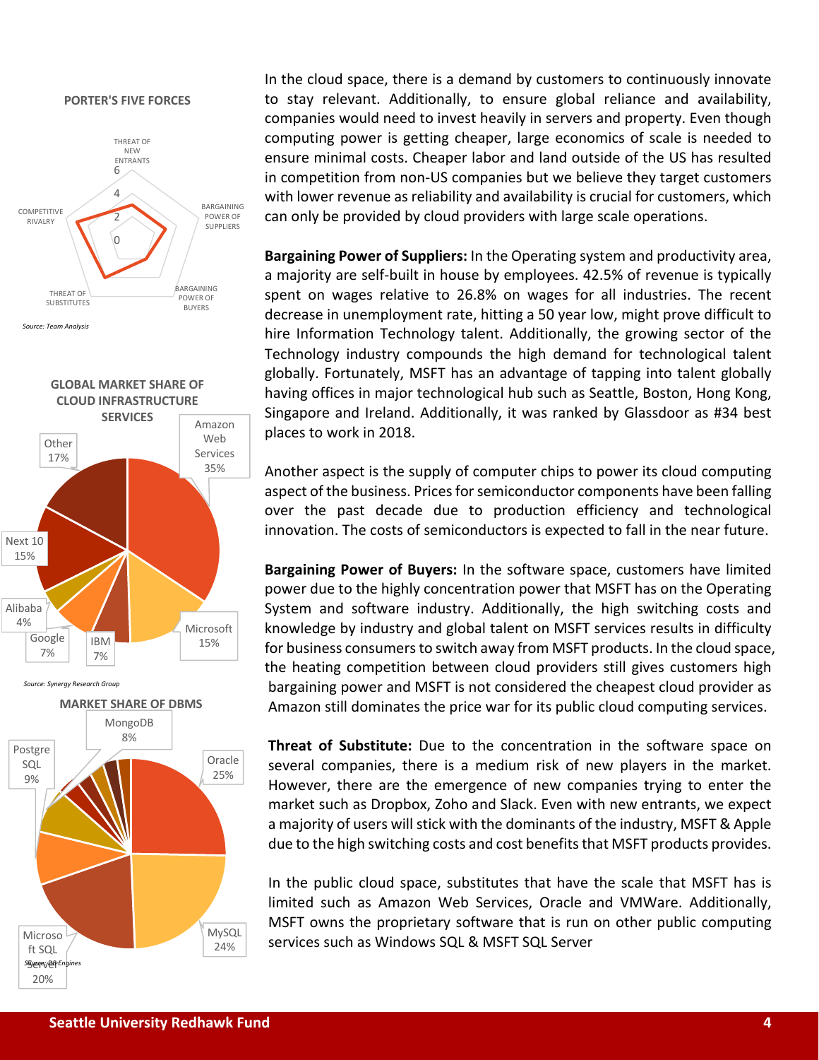**PORTER'S FIVE FORCES**

THREAT OF NEW ENTRANTS | BARGAINING POWER OF SUPPLIERS | BARGAINING POWER OF BUYERS | THREAT OF SUBSTITUTES | COMPETITIVE RIVALRY

*Source: Team Analysis*

**GLOBAL MARKET SHARE OF CLOUD INFRASTRUCTURE SERVICES**

| Provider | Share |
|---|---|
| Amazon Web Services | 35% |
| Microsoft | 15% |
| IBM | 7% |
| Google | 7% |
| Alibaba | 4% |
| Next 10 | 15% |
| Other | 17% |

*Source: Synergy Research Group*

**MARKET SHARE OF DBMS**

| DBMS | Share |
|---|---|
| Oracle | 25% |
| MySQL | 24% |
| Microsoft SQL Server | 20% |
| PostgreSQL | 9% |
| MongoDB | 8% |

*Source: DB-Engines*

In the cloud space, there is a demand by customers to continuously innovate to stay relevant. Additionally, to ensure global reliance and availability, companies would need to invest heavily in servers and property. Even though computing power is getting cheaper, large economics of scale is needed to ensure minimal costs. Cheaper labor and land outside of the US has resulted in competition from non-US companies but we believe they target customers with lower revenue as reliability and availability is crucial for customers, which can only be provided by cloud providers with large scale operations.

**Bargaining Power of Suppliers:** In the Operating system and productivity area, a majority are self-built in house by employees. 42.5% of revenue is typically spent on wages relative to 26.8% on wages for all industries. The recent decrease in unemployment rate, hitting a 50 year low, might prove difficult to hire Information Technology talent. Additionally, the growing sector of the Technology industry compounds the high demand for technological talent globally. Fortunately, MSFT has an advantage of tapping into talent globally having offices in major technological hub such as Seattle, Boston, Hong Kong, Singapore and Ireland. Additionally, it was ranked by Glassdoor as #34 best places to work in 2018.

Another aspect is the supply of computer chips to power its cloud computing aspect of the business. Prices for semiconductor components have been falling over the past decade due to production efficiency and technological innovation. The costs of semiconductors is expected to fall in the near future.

**Bargaining Power of Buyers:** In the software space, customers have limited power due to the highly concentration power that MSFT has on the Operating System and software industry. Additionally, the high switching costs and knowledge by industry and global talent on MSFT services results in difficulty for business consumers to switch away from MSFT products. In the cloud space, the heating competition between cloud providers still gives customers high bargaining power and MSFT is not considered the cheapest cloud provider as Amazon still dominates the price war for its public cloud computing services.

**Threat of Substitute:** Due to the concentration in the software space on several companies, there is a medium risk of new players in the market. However, there are the emergence of new companies trying to enter the market such as Dropbox, Zoho and Slack. Even with new entrants, we expect a majority of users will stick with the dominants of the industry, MSFT & Apple due to the high switching costs and cost benefits that MSFT products provides.

In the public cloud space, substitutes that have the scale that MSFT has is limited such as Amazon Web Services, Oracle and VMWare. Additionally, MSFT owns the proprietary software that is run on other public computing services such as Windows SQL & MSFT SQL Server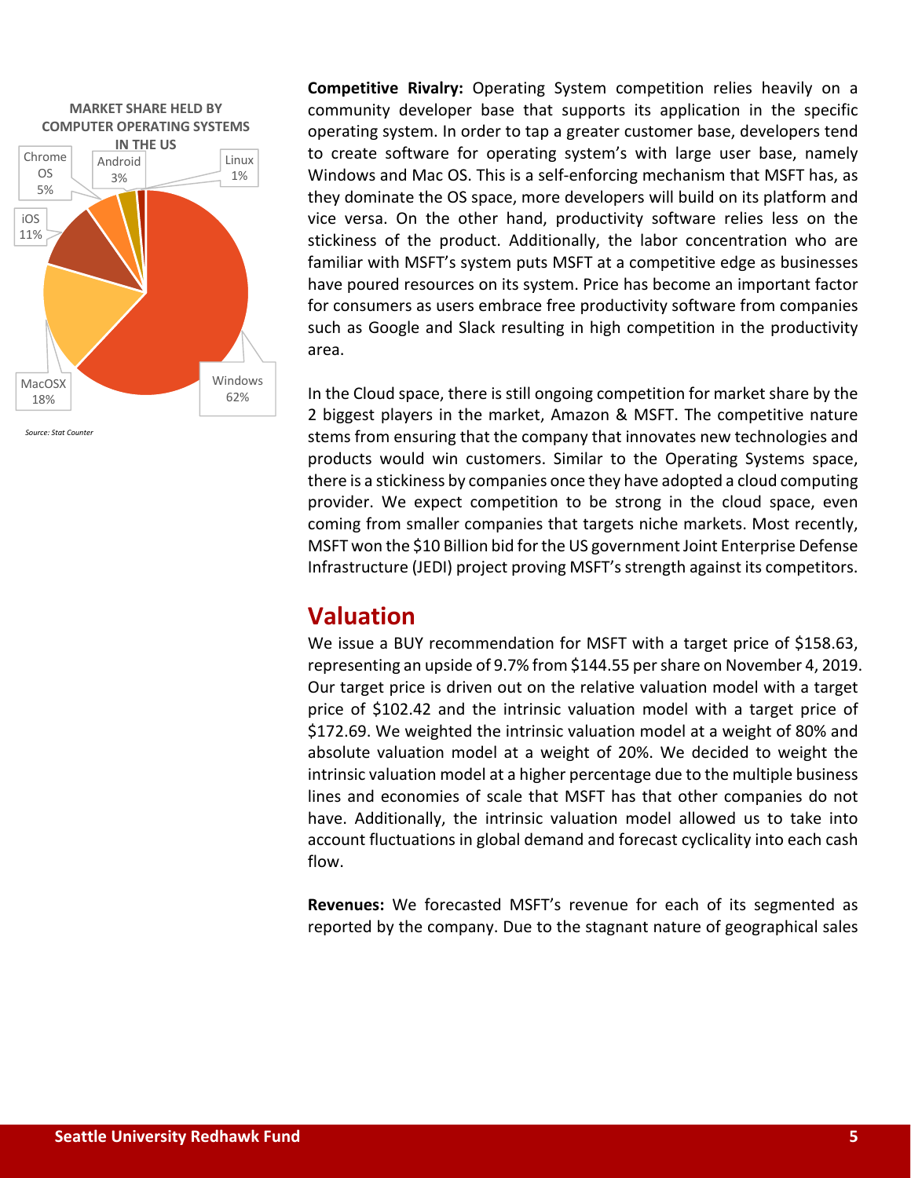**MARKET SHARE HELD BY COMPUTER OPERATING SYSTEMS IN THE US**

| Operating System | Share |
|---|---|
| Windows | 62% |
| MacOSX | 18% |
| iOS | 11% |
| Chrome OS | 5% |
| Android | 3% |
| Linux | 1% |

*Source: Stat Counter*

**Competitive Rivalry:** Operating System competition relies heavily on a community developer base that supports its application in the specific operating system. In order to tap a greater customer base, developers tend to create software for operating system's with large user base, namely Windows and Mac OS. This is a self-enforcing mechanism that MSFT has, as they dominate the OS space, more developers will build on its platform and vice versa. On the other hand, productivity software relies less on the stickiness of the product. Additionally, the labor concentration who are familiar with MSFT's system puts MSFT at a competitive edge as businesses have poured resources on its system. Price has become an important factor for consumers as users embrace free productivity software from companies such as Google and Slack resulting in high competition in the productivity area.

In the Cloud space, there is still ongoing competition for market share by the 2 biggest players in the market, Amazon & MSFT. The competitive nature stems from ensuring that the company that innovates new technologies and products would win customers. Similar to the Operating Systems space, there is a stickiness by companies once they have adopted a cloud computing provider. We expect competition to be strong in the cloud space, even coming from smaller companies that targets niche markets. Most recently, MSFT won the $10 Billion bid for the US government Joint Enterprise Defense Infrastructure (JEDI) project proving MSFT's strength against its competitors.

## Valuation

We issue a BUY recommendation for MSFT with a target price of $158.63, representing an upside of 9.7% from $144.55 per share on November 4, 2019. Our target price is driven out on the relative valuation model with a target price of $102.42 and the intrinsic valuation model with a target price of $172.69. We weighted the intrinsic valuation model at a weight of 80% and absolute valuation model at a weight of 20%. We decided to weight the intrinsic valuation model at a higher percentage due to the multiple business lines and economies of scale that MSFT has that other companies do not have. Additionally, the intrinsic valuation model allowed us to take into account fluctuations in global demand and forecast cyclicality into each cash flow.

**Revenues:** We forecasted MSFT's revenue for each of its segmented as reported by the company. Due to the stagnant nature of geographical sales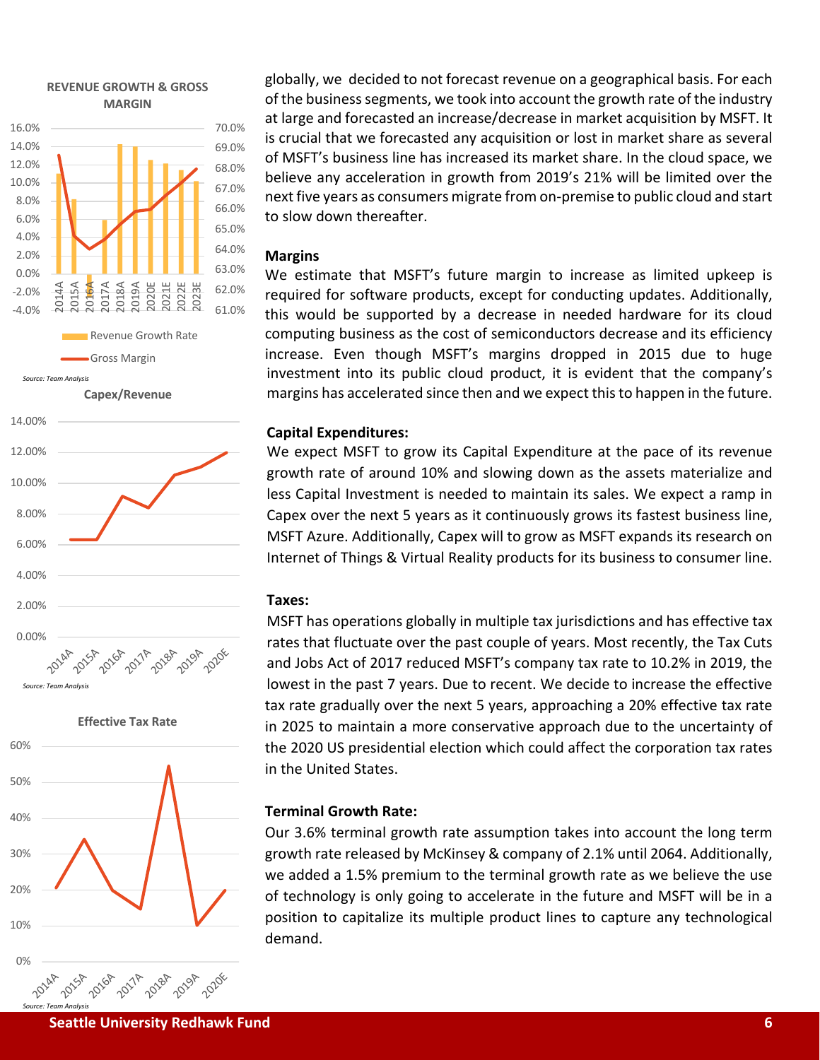**REVENUE GROWTH & GROSS MARGIN**

*Source: Team Analysis*

**Capex/Revenue**

*Source: Team Analysis*

**Effective Tax Rate**

*Source: Team Analysis*

globally, we decided to not forecast revenue on a geographical basis. For each of the business segments, we took into account the growth rate of the industry at large and forecasted an increase/decrease in market acquisition by MSFT. It is crucial that we forecasted any acquisition or lost in market share as several of MSFT's business line has increased its market share. In the cloud space, we believe any acceleration in growth from 2019's 21% will be limited over the next five years as consumers migrate from on-premise to public cloud and start to slow down thereafter.

**Margins**

We estimate that MSFT's future margin to increase as limited upkeep is required for software products, except for conducting updates. Additionally, this would be supported by a decrease in needed hardware for its cloud computing business as the cost of semiconductors decrease and its efficiency increase. Even though MSFT's margins dropped in 2015 due to huge investment into its public cloud product, it is evident that the company's margins has accelerated since then and we expect this to happen in the future.

**Capital Expenditures:**

We expect MSFT to grow its Capital Expenditure at the pace of its revenue growth rate of around 10% and slowing down as the assets materialize and less Capital Investment is needed to maintain its sales. We expect a ramp in Capex over the next 5 years as it continuously grows its fastest business line, MSFT Azure. Additionally, Capex will to grow as MSFT expands its research on Internet of Things & Virtual Reality products for its business to consumer line.

**Taxes:**

MSFT has operations globally in multiple tax jurisdictions and has effective tax rates that fluctuate over the past couple of years. Most recently, the Tax Cuts and Jobs Act of 2017 reduced MSFT's company tax rate to 10.2% in 2019, the lowest in the past 7 years. Due to recent. We decide to increase the effective tax rate gradually over the next 5 years, approaching a 20% effective tax rate in 2025 to maintain a more conservative approach due to the uncertainty of the 2020 US presidential election which could affect the corporation tax rates in the United States.

**Terminal Growth Rate:**

Our 3.6% terminal growth rate assumption takes into account the long term growth rate released by McKinsey & company of 2.1% until 2064. Additionally, we added a 1.5% premium to the terminal growth rate as we believe the use of technology is only going to accelerate in the future and MSFT will be in a position to capitalize its multiple product lines to capture any technological demand.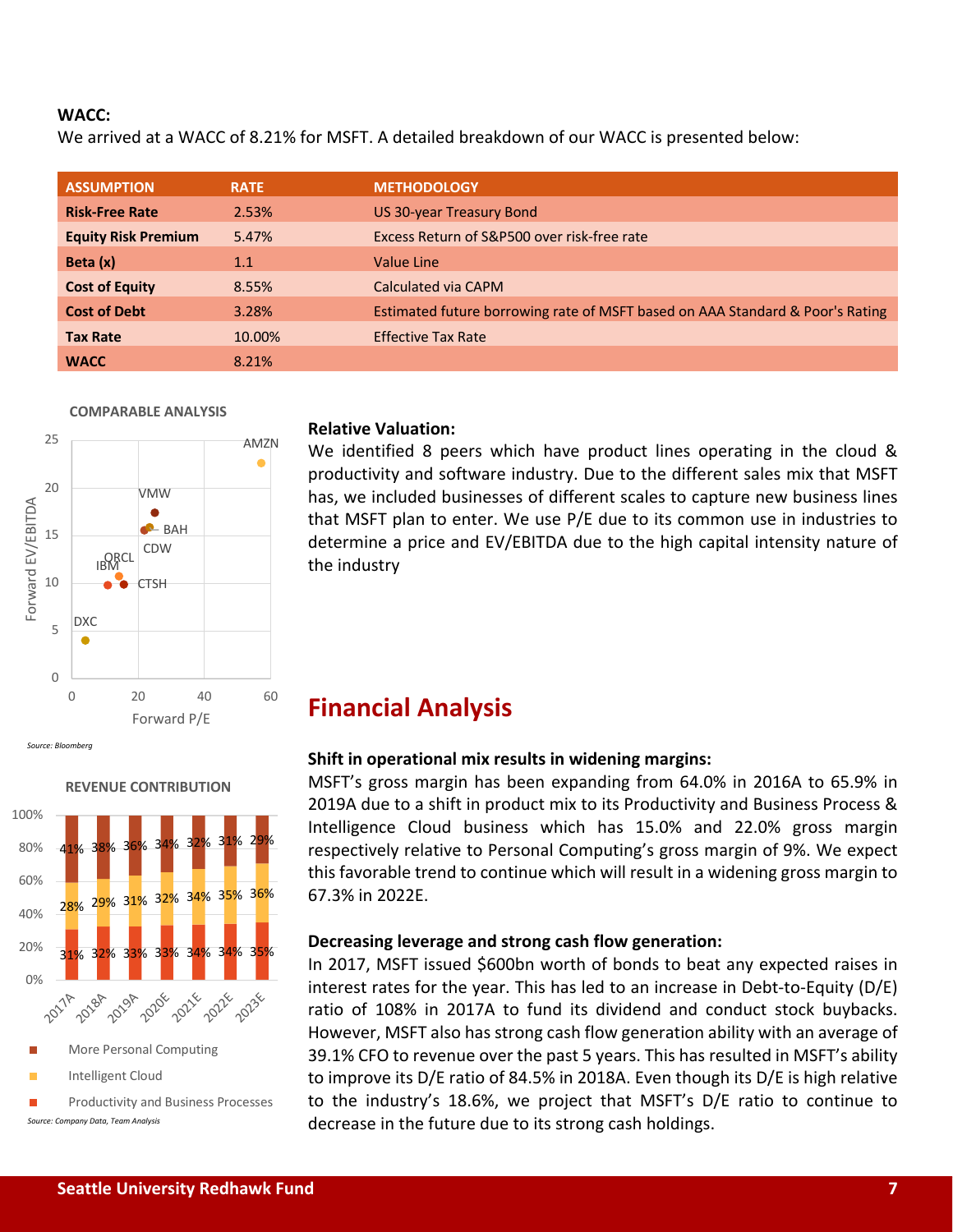**WACC:**

We arrived at a WACC of 8.21% for MSFT. A detailed breakdown of our WACC is presented below:

| ASSUMPTION | RATE | METHODOLOGY |
|---|---|---|
| **Risk-Free Rate** | 2.53% | US 30-year Treasury Bond |
| **Equity Risk Premium** | 5.47% | Excess Return of S&P500 over risk-free rate |
| **Beta (x)** | 1.1 | Value Line |
| **Cost of Equity** | 8.55% | Calculated via CAPM |
| **Cost of Debt** | 3.28% | Estimated future borrowing rate of MSFT based on AAA Standard & Poor's Rating |
| **Tax Rate** | 10.00% | Effective Tax Rate |
| **WACC** | 8.21% | |

**COMPARABLE ANALYSIS**

*Source: Bloomberg*

**Relative Valuation:**

We identified 8 peers which have product lines operating in the cloud & productivity and software industry. Due to the different sales mix that MSFT has, we included businesses of different scales to capture new business lines that MSFT plan to enter. We use P/E due to its common use in industries to determine a price and EV/EBITDA due to the high capital intensity nature of the industry

**REVENUE CONTRIBUTION**

| | 2017A | 2018A | 2019A | 2020E | 2021E | 2022E | 2023E |
|---|---|---|---|---|---|---|---|
| More Personal Computing | 41% | 38% | 36% | 34% | 32% | 31% | 29% |
| Intelligent Cloud | 28% | 29% | 31% | 32% | 34% | 35% | 36% |
| Productivity and Business Processes | 31% | 32% | 33% | 33% | 34% | 34% | 35% |

*Source: Company Data, Team Analysis*

# Financial Analysis

**Shift in operational mix results in widening margins:**

MSFT's gross margin has been expanding from 64.0% in 2016A to 65.9% in 2019A due to a shift in product mix to its Productivity and Business Process & Intelligence Cloud business which has 15.0% and 22.0% gross margin respectively relative to Personal Computing's gross margin of 9%. We expect this favorable trend to continue which will result in a widening gross margin to 67.3% in 2022E.

**Decreasing leverage and strong cash flow generation:**

In 2017, MSFT issued $600bn worth of bonds to beat any expected raises in interest rates for the year. This has led to an increase in Debt-to-Equity (D/E) ratio of 108% in 2017A to fund its dividend and conduct stock buybacks. However, MSFT also has strong cash flow generation ability with an average of 39.1% CFO to revenue over the past 5 years. This has resulted in MSFT's ability to improve its D/E ratio of 84.5% in 2018A. Even though its D/E is high relative to the industry's 18.6%, we project that MSFT's D/E ratio to continue to decrease in the future due to its strong cash holdings.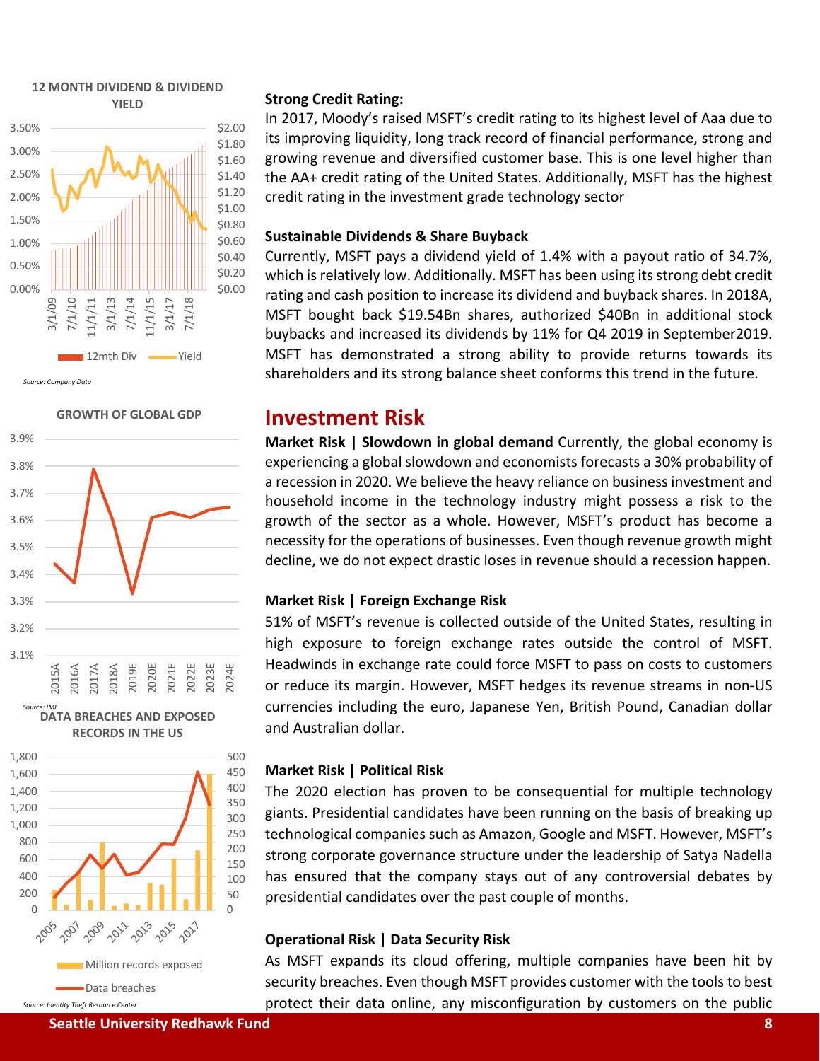**12 MONTH DIVIDEND & DIVIDEND YIELD**

Source: Company Data

**GROWTH OF GLOBAL GDP**

Source: IMF

**DATA BREACHES AND EXPOSED RECORDS IN THE US**

Source: Identity Theft Resource Center

**Strong Credit Rating:**

In 2017, Moody's raised MSFT's credit rating to its highest level of Aaa due to its improving liquidity, long track record of financial performance, strong and growing revenue and diversified customer base. This is one level higher than the AA+ credit rating of the United States. Additionally, MSFT has the highest credit rating in the investment grade technology sector

**Sustainable Dividends & Share Buyback**

Currently, MSFT pays a dividend yield of 1.4% with a payout ratio of 34.7%, which is relatively low. Additionally. MSFT has been using its strong debt credit rating and cash position to increase its dividend and buyback shares. In 2018A, MSFT bought back $19.54Bn shares, authorized $40Bn in additional stock buybacks and increased its dividends by 11% for Q4 2019 in September2019. MSFT has demonstrated a strong ability to provide returns towards its shareholders and its strong balance sheet conforms this trend in the future.

# Investment Risk

**Market Risk | Slowdown in global demand** Currently, the global economy is experiencing a global slowdown and economists forecasts a 30% probability of a recession in 2020. We believe the heavy reliance on business investment and household income in the technology industry might possess a risk to the growth of the sector as a whole. However, MSFT's product has become a necessity for the operations of businesses. Even though revenue growth might decline, we do not expect drastic loses in revenue should a recession happen.

**Market Risk | Foreign Exchange Risk**

51% of MSFT's revenue is collected outside of the United States, resulting in high exposure to foreign exchange rates outside the control of MSFT. Headwinds in exchange rate could force MSFT to pass on costs to customers or reduce its margin. However, MSFT hedges its revenue streams in non-US currencies including the euro, Japanese Yen, British Pound, Canadian dollar and Australian dollar.

**Market Risk | Political Risk**

The 2020 election has proven to be consequential for multiple technology giants. Presidential candidates have been running on the basis of breaking up technological companies such as Amazon, Google and MSFT. However, MSFT's strong corporate governance structure under the leadership of Satya Nadella has ensured that the company stays out of any controversial debates by presidential candidates over the past couple of months.

**Operational Risk | Data Security Risk**

As MSFT expands its cloud offering, multiple companies have been hit by security breaches. Even though MSFT provides customer with the tools to best protect their data online, any misconfiguration by customers on the public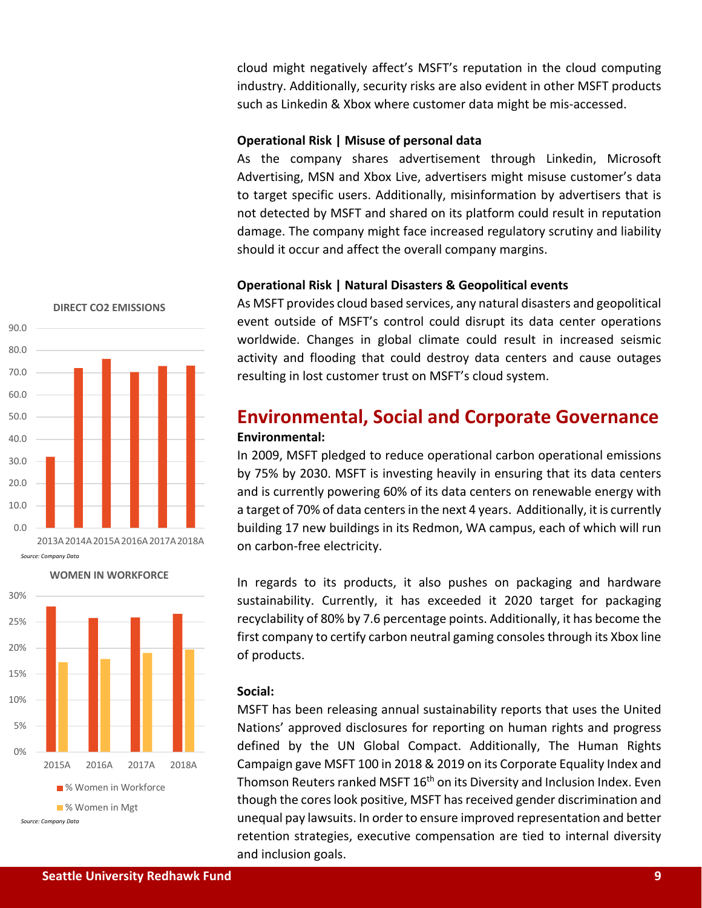cloud might negatively affect's MSFT's reputation in the cloud computing industry. Additionally, security risks are also evident in other MSFT products such as Linkedin & Xbox where customer data might be mis-accessed.

**Operational Risk | Misuse of personal data**

As the company shares advertisement through Linkedin, Microsoft Advertising, MSN and Xbox Live, advertisers might misuse customer's data to target specific users. Additionally, misinformation by advertisers that is not detected by MSFT and shared on its platform could result in reputation damage. The company might face increased regulatory scrutiny and liability should it occur and affect the overall company margins.

**Operational Risk | Natural Disasters & Geopolitical events**

As MSFT provides cloud based services, any natural disasters and geopolitical event outside of MSFT's control could disrupt its data center operations worldwide. Changes in global climate could result in increased seismic activity and flooding that could destroy data centers and cause outages resulting in lost customer trust on MSFT's cloud system.

**DIRECT CO2 EMISSIONS**

| 2013A | 2014A | 2015A | 2016A | 2017A | 2018A |
|---|---|---|---|---|---|
| 32 | 72 | 76 | 70 | 73 | 73 |

*Source: Company Data*

**WOMEN IN WORKFORCE**

| | 2015A | 2016A | 2017A | 2018A |
|---|---|---|---|---|
| % Women in Workforce | 28% | 26% | 26% | 27% |
| % Women in Mgt | 17% | 18% | 19% | 20% |

*Source: Company Data*

## Environmental, Social and Corporate Governance

**Environmental:**

In 2009, MSFT pledged to reduce operational carbon operational emissions by 75% by 2030. MSFT is investing heavily in ensuring that its data centers and is currently powering 60% of its data centers on renewable energy with a target of 70% of data centers in the next 4 years. Additionally, it is currently building 17 new buildings in its Redmon, WA campus, each of which will run on carbon-free electricity.

In regards to its products, it also pushes on packaging and hardware sustainability. Currently, it has exceeded it 2020 target for packaging recyclability of 80% by 7.6 percentage points. Additionally, it has become the first company to certify carbon neutral gaming consoles through its Xbox line of products.

**Social:**

MSFT has been releasing annual sustainability reports that uses the United Nations' approved disclosures for reporting on human rights and progress defined by the UN Global Compact. Additionally, The Human Rights Campaign gave MSFT 100 in 2018 & 2019 on its Corporate Equality Index and Thomson Reuters ranked MSFT 16th on its Diversity and Inclusion Index. Even though the cores look positive, MSFT has received gender discrimination and unequal pay lawsuits. In order to ensure improved representation and better retention strategies, executive compensation are tied to internal diversity and inclusion goals.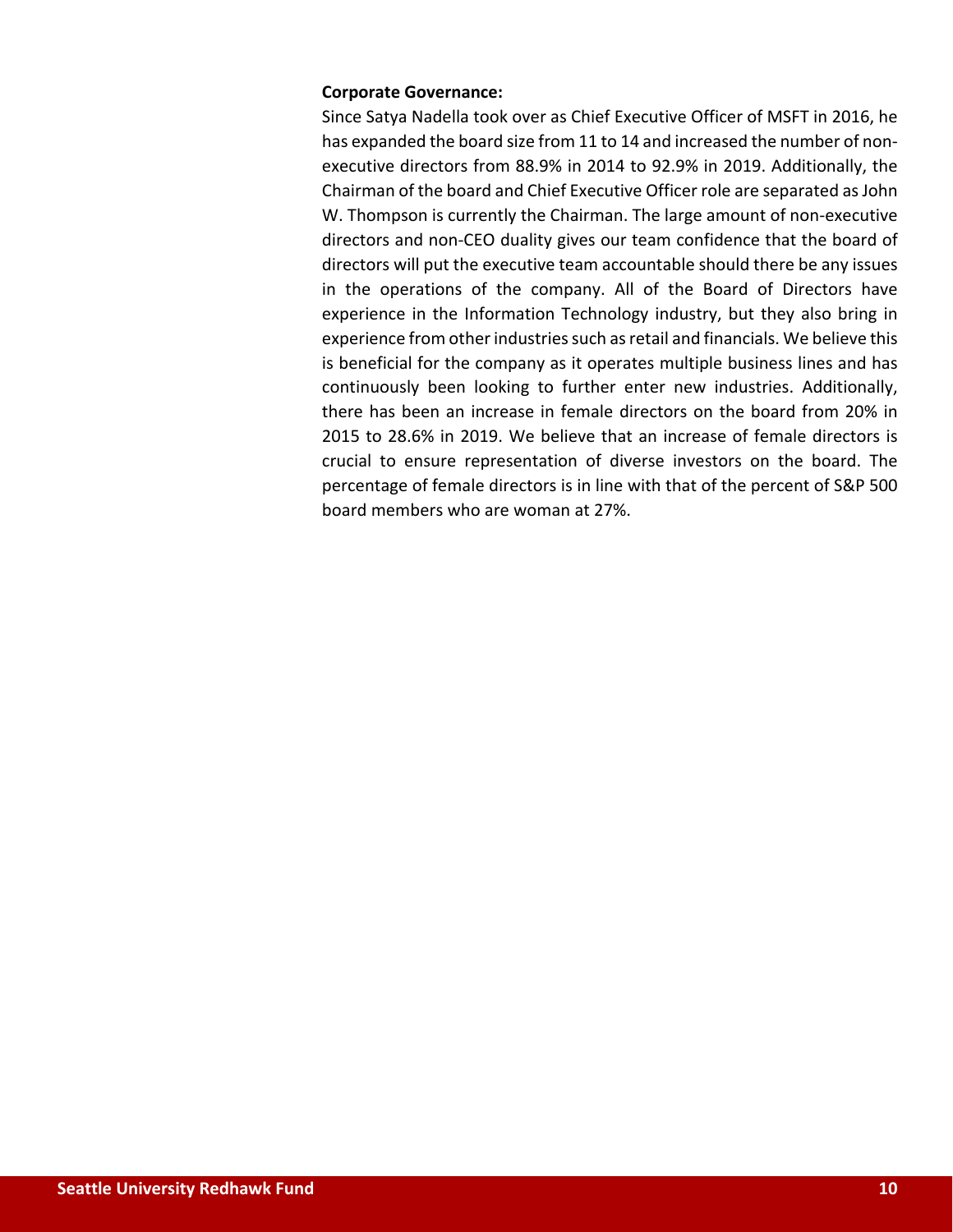**Corporate Governance:**

Since Satya Nadella took over as Chief Executive Officer of MSFT in 2016, he has expanded the board size from 11 to 14 and increased the number of non-executive directors from 88.9% in 2014 to 92.9% in 2019. Additionally, the Chairman of the board and Chief Executive Officer role are separated as John W. Thompson is currently the Chairman. The large amount of non-executive directors and non-CEO duality gives our team confidence that the board of directors will put the executive team accountable should there be any issues in the operations of the company. All of the Board of Directors have experience in the Information Technology industry, but they also bring in experience from other industries such as retail and financials. We believe this is beneficial for the company as it operates multiple business lines and has continuously been looking to further enter new industries. Additionally, there has been an increase in female directors on the board from 20% in 2015 to 28.6% in 2019. We believe that an increase of female directors is crucial to ensure representation of diverse investors on the board. The percentage of female directors is in line with that of the percent of S&P 500 board members who are woman at 27%.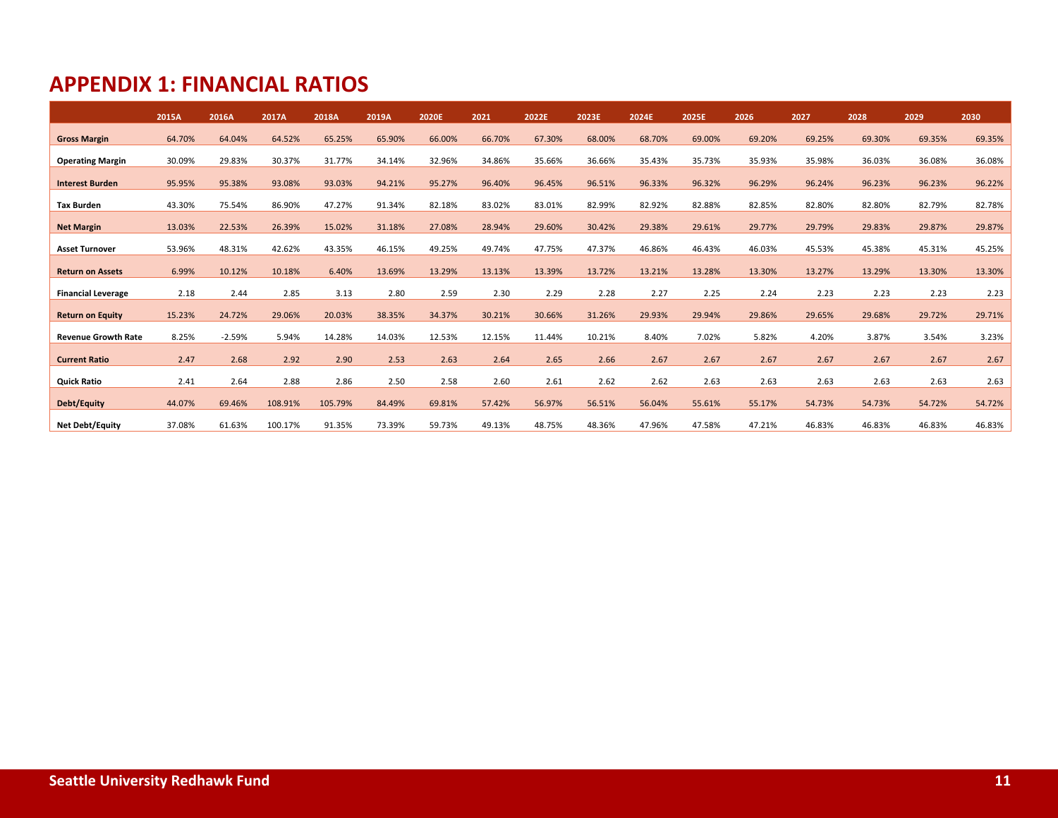# APPENDIX 1: FINANCIAL RATIOS

| | 2015A | 2016A | 2017A | 2018A | 2019A | 2020E | 2021 | 2022E | 2023E | 2024E | 2025E | 2026 | 2027 | 2028 | 2029 | 2030 |
|---|---|---|---|---|---|---|---|---|---|---|---|---|---|---|---|---|
| **Gross Margin** | 64.70% | 64.04% | 64.52% | 65.25% | 65.90% | 66.00% | 66.70% | 67.30% | 68.00% | 68.70% | 69.00% | 69.20% | 69.25% | 69.30% | 69.35% | 69.35% |
| **Operating Margin** | 30.09% | 29.83% | 30.37% | 31.77% | 34.14% | 32.96% | 34.86% | 35.66% | 36.66% | 35.43% | 35.73% | 35.93% | 35.98% | 36.03% | 36.08% | 36.08% |
| **Interest Burden** | 95.95% | 95.38% | 93.08% | 93.03% | 94.21% | 95.27% | 96.40% | 96.45% | 96.51% | 96.33% | 96.32% | 96.29% | 96.24% | 96.23% | 96.23% | 96.22% |
| **Tax Burden** | 43.30% | 75.54% | 86.90% | 47.27% | 91.34% | 82.18% | 83.02% | 83.01% | 82.99% | 82.92% | 82.88% | 82.85% | 82.80% | 82.80% | 82.79% | 82.78% |
| **Net Margin** | 13.03% | 22.53% | 26.39% | 15.02% | 31.18% | 27.08% | 28.94% | 29.60% | 30.42% | 29.38% | 29.61% | 29.77% | 29.79% | 29.83% | 29.87% | 29.87% |
| **Asset Turnover** | 53.96% | 48.31% | 42.62% | 43.35% | 46.15% | 49.25% | 49.74% | 47.75% | 47.37% | 46.86% | 46.43% | 46.03% | 45.53% | 45.38% | 45.31% | 45.25% |
| **Return on Assets** | 6.99% | 10.12% | 10.18% | 6.40% | 13.69% | 13.29% | 13.13% | 13.39% | 13.72% | 13.21% | 13.28% | 13.30% | 13.27% | 13.29% | 13.30% | 13.30% |
| **Financial Leverage** | 2.18 | 2.44 | 2.85 | 3.13 | 2.80 | 2.59 | 2.30 | 2.29 | 2.28 | 2.27 | 2.25 | 2.24 | 2.23 | 2.23 | 2.23 | 2.23 |
| **Return on Equity** | 15.23% | 24.72% | 29.06% | 20.03% | 38.35% | 34.37% | 30.21% | 30.66% | 31.26% | 29.93% | 29.94% | 29.86% | 29.65% | 29.68% | 29.72% | 29.71% |
| **Revenue Growth Rate** | 8.25% | -2.59% | 5.94% | 14.28% | 14.03% | 12.53% | 12.15% | 11.44% | 10.21% | 8.40% | 7.02% | 5.82% | 4.20% | 3.87% | 3.54% | 3.23% |
| **Current Ratio** | 2.47 | 2.68 | 2.92 | 2.90 | 2.53 | 2.63 | 2.64 | 2.65 | 2.66 | 2.67 | 2.67 | 2.67 | 2.67 | 2.67 | 2.67 | 2.67 |
| **Quick Ratio** | 2.41 | 2.64 | 2.88 | 2.86 | 2.50 | 2.58 | 2.60 | 2.61 | 2.62 | 2.62 | 2.63 | 2.63 | 2.63 | 2.63 | 2.63 | 2.63 |
| **Debt/Equity** | 44.07% | 69.46% | 108.91% | 105.79% | 84.49% | 69.81% | 57.42% | 56.97% | 56.51% | 56.04% | 55.61% | 55.17% | 54.73% | 54.73% | 54.72% | 54.72% |
| **Net Debt/Equity** | 37.08% | 61.63% | 100.17% | 91.35% | 73.39% | 59.73% | 49.13% | 48.75% | 48.36% | 47.96% | 47.58% | 47.21% | 46.83% | 46.83% | 46.83% | 46.83% |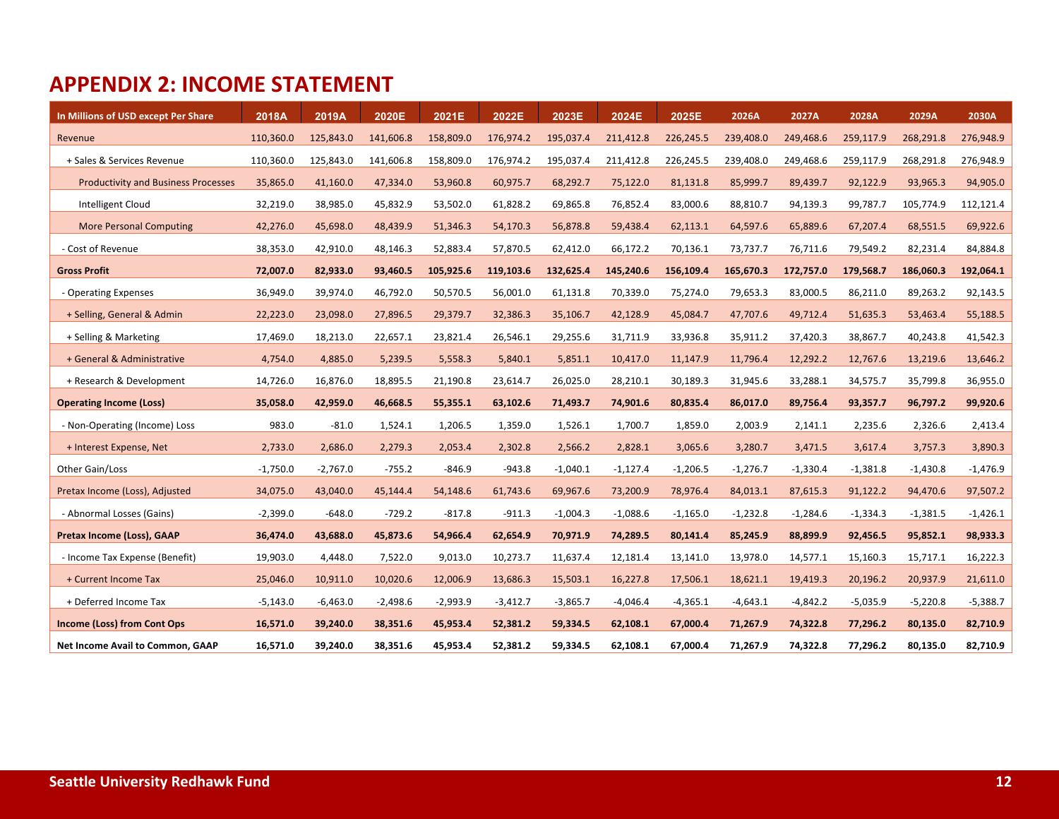## APPENDIX 2: INCOME STATEMENT

| In Millions of USD except Per Share | 2018A | 2019A | 2020E | 2021E | 2022E | 2023E | 2024E | 2025E | 2026A | 2027A | 2028A | 2029A | 2030A |
|---|---|---|---|---|---|---|---|---|---|---|---|---|---|
| Revenue | 110,360.0 | 125,843.0 | 141,606.8 | 158,809.0 | 176,974.2 | 195,037.4 | 211,412.8 | 226,245.5 | 239,408.0 | 249,468.6 | 259,117.9 | 268,291.8 | 276,948.9 |
| + Sales & Services Revenue | 110,360.0 | 125,843.0 | 141,606.8 | 158,809.0 | 176,974.2 | 195,037.4 | 211,412.8 | 226,245.5 | 239,408.0 | 249,468.6 | 259,117.9 | 268,291.8 | 276,948.9 |
| Productivity and Business Processes | 35,865.0 | 41,160.0 | 47,334.0 | 53,960.8 | 60,975.7 | 68,292.7 | 75,122.0 | 81,131.8 | 85,999.7 | 89,439.7 | 92,122.9 | 93,965.3 | 94,905.0 |
| Intelligent Cloud | 32,219.0 | 38,985.0 | 45,832.9 | 53,502.0 | 61,828.2 | 69,865.8 | 76,852.4 | 83,000.6 | 88,810.7 | 94,139.3 | 99,787.7 | 105,774.9 | 112,121.4 |
| More Personal Computing | 42,276.0 | 45,698.0 | 48,439.9 | 51,346.3 | 54,170.3 | 56,878.8 | 59,438.4 | 62,113.1 | 64,597.6 | 65,889.6 | 67,207.4 | 68,551.5 | 69,922.6 |
| - Cost of Revenue | 38,353.0 | 42,910.0 | 48,146.3 | 52,883.4 | 57,870.5 | 62,412.0 | 66,172.2 | 70,136.1 | 73,737.7 | 76,711.6 | 79,549.2 | 82,231.4 | 84,884.8 |
| **Gross Profit** | **72,007.0** | **82,933.0** | **93,460.5** | **105,925.6** | **119,103.6** | **132,625.4** | **145,240.6** | **156,109.4** | **165,670.3** | **172,757.0** | **179,568.7** | **186,060.3** | **192,064.1** |
| - Operating Expenses | 36,949.0 | 39,974.0 | 46,792.0 | 50,570.5 | 56,001.0 | 61,131.8 | 70,339.0 | 75,274.0 | 79,653.3 | 83,000.5 | 86,211.0 | 89,263.2 | 92,143.5 |
| + Selling, General & Admin | 22,223.0 | 23,098.0 | 27,896.5 | 29,379.7 | 32,386.3 | 35,106.7 | 42,128.9 | 45,084.7 | 47,707.6 | 49,712.4 | 51,635.3 | 53,463.4 | 55,188.5 |
| + Selling & Marketing | 17,469.0 | 18,213.0 | 22,657.1 | 23,821.4 | 26,546.1 | 29,255.6 | 31,711.9 | 33,936.8 | 35,911.2 | 37,420.3 | 38,867.7 | 40,243.8 | 41,542.3 |
| + General & Administrative | 4,754.0 | 4,885.0 | 5,239.5 | 5,558.3 | 5,840.1 | 5,851.1 | 10,417.0 | 11,147.9 | 11,796.4 | 12,292.2 | 12,767.6 | 13,219.6 | 13,646.2 |
| + Research & Development | 14,726.0 | 16,876.0 | 18,895.5 | 21,190.8 | 23,614.7 | 26,025.0 | 28,210.1 | 30,189.3 | 31,945.6 | 33,288.1 | 34,575.7 | 35,799.8 | 36,955.0 |
| **Operating Income (Loss)** | **35,058.0** | **42,959.0** | **46,668.5** | **55,355.1** | **63,102.6** | **71,493.7** | **74,901.6** | **80,835.4** | **86,017.0** | **89,756.4** | **93,357.7** | **96,797.2** | **99,920.6** |
| - Non-Operating (Income) Loss | 983.0 | -81.0 | 1,524.1 | 1,206.5 | 1,359.0 | 1,526.1 | 1,700.7 | 1,859.0 | 2,003.9 | 2,141.1 | 2,235.6 | 2,326.6 | 2,413.4 |
| + Interest Expense, Net | 2,733.0 | 2,686.0 | 2,279.3 | 2,053.4 | 2,302.8 | 2,566.2 | 2,828.1 | 3,065.6 | 3,280.7 | 3,471.5 | 3,617.4 | 3,757.3 | 3,890.3 |
| Other Gain/Loss | -1,750.0 | -2,767.0 | -755.2 | -846.9 | -943.8 | -1,040.1 | -1,127.4 | -1,206.5 | -1,276.7 | -1,330.4 | -1,381.8 | -1,430.8 | -1,476.9 |
| Pretax Income (Loss), Adjusted | 34,075.0 | 43,040.0 | 45,144.4 | 54,148.6 | 61,743.6 | 69,967.6 | 73,200.9 | 78,976.4 | 84,013.1 | 87,615.3 | 91,122.2 | 94,470.6 | 97,507.2 |
| - Abnormal Losses (Gains) | -2,399.0 | -648.0 | -729.2 | -817.8 | -911.3 | -1,004.3 | -1,088.6 | -1,165.0 | -1,232.8 | -1,284.6 | -1,334.3 | -1,381.5 | -1,426.1 |
| **Pretax Income (Loss), GAAP** | **36,474.0** | **43,688.0** | **45,873.6** | **54,966.4** | **62,654.9** | **70,971.9** | **74,289.5** | **80,141.4** | **85,245.9** | **88,899.9** | **92,456.5** | **95,852.1** | **98,933.3** |
| - Income Tax Expense (Benefit) | 19,903.0 | 4,448.0 | 7,522.0 | 9,013.0 | 10,273.7 | 11,637.4 | 12,181.4 | 13,141.0 | 13,978.0 | 14,577.1 | 15,160.3 | 15,717.1 | 16,222.3 |
| + Current Income Tax | 25,046.0 | 10,911.0 | 10,020.6 | 12,006.9 | 13,686.3 | 15,503.1 | 16,227.8 | 17,506.1 | 18,621.1 | 19,419.3 | 20,196.2 | 20,937.9 | 21,611.0 |
| + Deferred Income Tax | -5,143.0 | -6,463.0 | -2,498.6 | -2,993.9 | -3,412.7 | -3,865.7 | -4,046.4 | -4,365.1 | -4,643.1 | -4,842.2 | -5,035.9 | -5,220.8 | -5,388.7 |
| **Income (Loss) from Cont Ops** | **16,571.0** | **39,240.0** | **38,351.6** | **45,953.4** | **52,381.2** | **59,334.5** | **62,108.1** | **67,000.4** | **71,267.9** | **74,322.8** | **77,296.2** | **80,135.0** | **82,710.9** |
| **Net Income Avail to Common, GAAP** | **16,571.0** | **39,240.0** | **38,351.6** | **45,953.4** | **52,381.2** | **59,334.5** | **62,108.1** | **67,000.4** | **71,267.9** | **74,322.8** | **77,296.2** | **80,135.0** | **82,710.9** |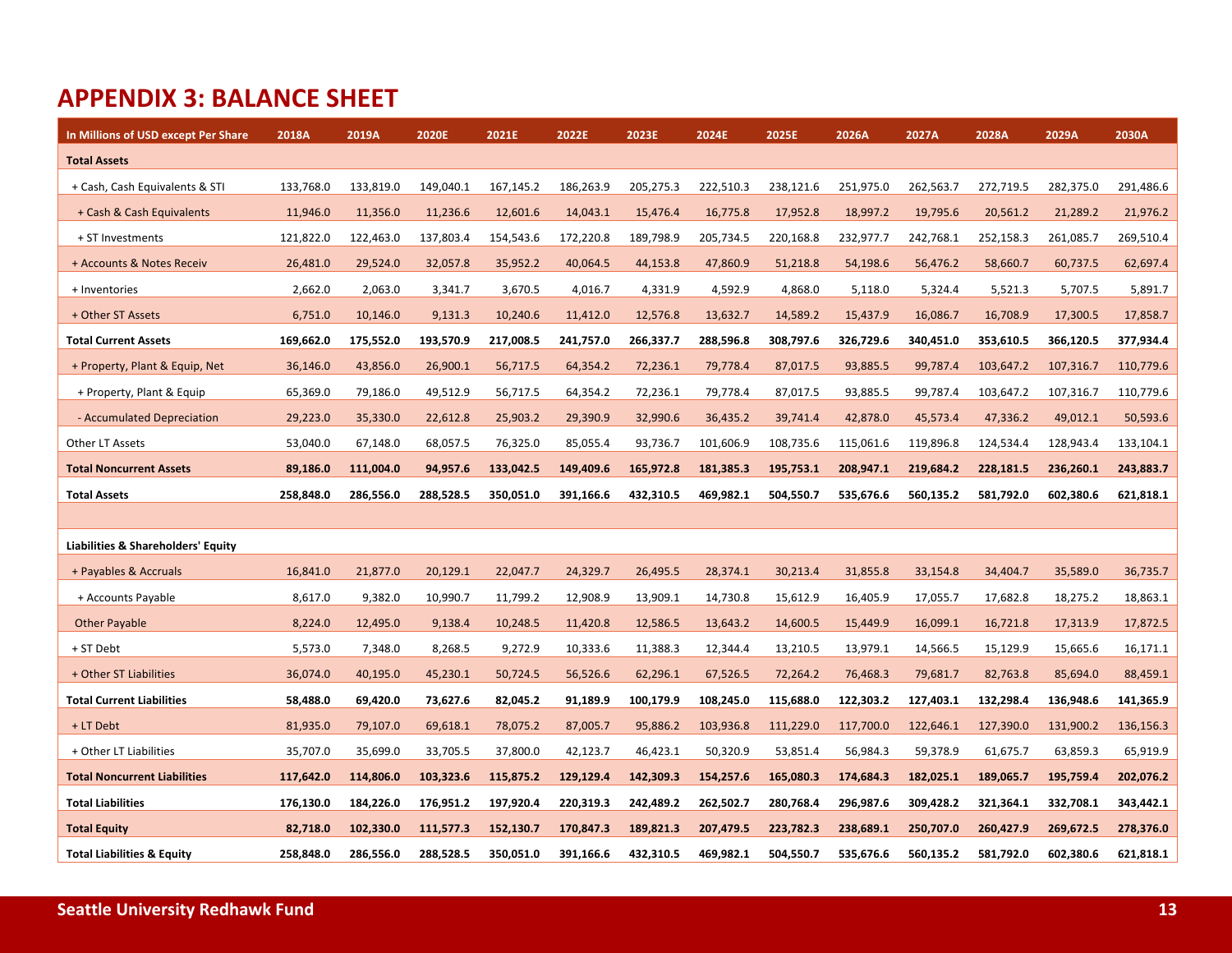## APPENDIX 3: BALANCE SHEET

| In Millions of USD except Per Share | 2018A | 2019A | 2020E | 2021E | 2022E | 2023E | 2024E | 2025E | 2026A | 2027A | 2028A | 2029A | 2030A |
|---|---|---|---|---|---|---|---|---|---|---|---|---|---|
| **Total Assets** | | | | | | | | | | | | | |
| + Cash, Cash Equivalents & STI | 133,768.0 | 133,819.0 | 149,040.1 | 167,145.2 | 186,263.9 | 205,275.3 | 222,510.3 | 238,121.6 | 251,975.0 | 262,563.7 | 272,719.5 | 282,375.0 | 291,486.6 |
| + Cash & Cash Equivalents | 11,946.0 | 11,356.0 | 11,236.6 | 12,601.6 | 14,043.1 | 15,476.4 | 16,775.8 | 17,952.8 | 18,997.2 | 19,795.6 | 20,561.2 | 21,289.2 | 21,976.2 |
| + ST Investments | 121,822.0 | 122,463.0 | 137,803.4 | 154,543.6 | 172,220.8 | 189,798.9 | 205,734.5 | 220,168.8 | 232,977.7 | 242,768.1 | 252,158.3 | 261,085.7 | 269,510.4 |
| + Accounts & Notes Receiv | 26,481.0 | 29,524.0 | 32,057.8 | 35,952.2 | 40,064.5 | 44,153.8 | 47,860.9 | 51,218.8 | 54,198.6 | 56,476.2 | 58,660.7 | 60,737.5 | 62,697.4 |
| + Inventories | 2,662.0 | 2,063.0 | 3,341.7 | 3,670.5 | 4,016.7 | 4,331.9 | 4,592.9 | 4,868.0 | 5,118.0 | 5,324.4 | 5,521.3 | 5,707.5 | 5,891.7 |
| + Other ST Assets | 6,751.0 | 10,146.0 | 9,131.3 | 10,240.6 | 11,412.0 | 12,576.8 | 13,632.7 | 14,589.2 | 15,437.9 | 16,086.7 | 16,708.9 | 17,300.5 | 17,858.7 |
| **Total Current Assets** | **169,662.0** | **175,552.0** | **193,570.9** | **217,008.5** | **241,757.0** | **266,337.7** | **288,596.8** | **308,797.6** | **326,729.6** | **340,451.0** | **353,610.5** | **366,120.5** | **377,934.4** |
| + Property, Plant & Equip, Net | 36,146.0 | 43,856.0 | 26,900.1 | 56,717.5 | 64,354.2 | 72,236.1 | 79,778.4 | 87,017.5 | 93,885.5 | 99,787.4 | 103,647.2 | 107,316.7 | 110,779.6 |
| + Property, Plant & Equip | 65,369.0 | 79,186.0 | 49,512.9 | 56,717.5 | 64,354.2 | 72,236.1 | 79,778.4 | 87,017.5 | 93,885.5 | 99,787.4 | 103,647.2 | 107,316.7 | 110,779.6 |
| - Accumulated Depreciation | 29,223.0 | 35,330.0 | 22,612.8 | 25,903.2 | 29,390.9 | 32,990.6 | 36,435.2 | 39,741.4 | 42,878.0 | 45,573.4 | 47,336.2 | 49,012.1 | 50,593.6 |
| Other LT Assets | 53,040.0 | 67,148.0 | 68,057.5 | 76,325.0 | 85,055.4 | 93,736.7 | 101,606.9 | 108,735.6 | 115,061.6 | 119,896.8 | 124,534.4 | 128,943.4 | 133,104.1 |
| **Total Noncurrent Assets** | **89,186.0** | **111,004.0** | **94,957.6** | **133,042.5** | **149,409.6** | **165,972.8** | **181,385.3** | **195,753.1** | **208,947.1** | **219,684.2** | **228,181.5** | **236,260.1** | **243,883.7** |
| **Total Assets** | **258,848.0** | **286,556.0** | **288,528.5** | **350,051.0** | **391,166.6** | **432,310.5** | **469,982.1** | **504,550.7** | **535,676.6** | **560,135.2** | **581,792.0** | **602,380.6** | **621,818.1** |
| | | | | | | | | | | | | | |
| **Liabilities & Shareholders' Equity** | | | | | | | | | | | | | |
| + Payables & Accruals | 16,841.0 | 21,877.0 | 20,129.1 | 22,047.7 | 24,329.7 | 26,495.5 | 28,374.1 | 30,213.4 | 31,855.8 | 33,154.8 | 34,404.7 | 35,589.0 | 36,735.7 |
| + Accounts Payable | 8,617.0 | 9,382.0 | 10,990.7 | 11,799.2 | 12,908.9 | 13,909.1 | 14,730.8 | 15,612.9 | 16,405.9 | 17,055.7 | 17,682.8 | 18,275.2 | 18,863.1 |
| Other Payable | 8,224.0 | 12,495.0 | 9,138.4 | 10,248.5 | 11,420.8 | 12,586.5 | 13,643.2 | 14,600.5 | 15,449.9 | 16,099.1 | 16,721.8 | 17,313.9 | 17,872.5 |
| + ST Debt | 5,573.0 | 7,348.0 | 8,268.5 | 9,272.9 | 10,333.6 | 11,388.3 | 12,344.4 | 13,210.5 | 13,979.1 | 14,566.5 | 15,129.9 | 15,665.6 | 16,171.1 |
| + Other ST Liabilities | 36,074.0 | 40,195.0 | 45,230.1 | 50,724.5 | 56,526.6 | 62,296.1 | 67,526.5 | 72,264.2 | 76,468.3 | 79,681.7 | 82,763.8 | 85,694.0 | 88,459.1 |
| **Total Current Liabilities** | **58,488.0** | **69,420.0** | **73,627.6** | **82,045.2** | **91,189.9** | **100,179.9** | **108,245.0** | **115,688.0** | **122,303.2** | **127,403.1** | **132,298.4** | **136,948.6** | **141,365.9** |
| + LT Debt | 81,935.0 | 79,107.0 | 69,618.1 | 78,075.2 | 87,005.7 | 95,886.2 | 103,936.8 | 111,229.0 | 117,700.0 | 122,646.1 | 127,390.0 | 131,900.2 | 136,156.3 |
| + Other LT Liabilities | 35,707.0 | 35,699.0 | 33,705.5 | 37,800.0 | 42,123.7 | 46,423.1 | 50,320.9 | 53,851.4 | 56,984.3 | 59,378.9 | 61,675.7 | 63,859.3 | 65,919.9 |
| **Total Noncurrent Liabilities** | **117,642.0** | **114,806.0** | **103,323.6** | **115,875.2** | **129,129.4** | **142,309.3** | **154,257.6** | **165,080.3** | **174,684.3** | **182,025.1** | **189,065.7** | **195,759.4** | **202,076.2** |
| **Total Liabilities** | **176,130.0** | **184,226.0** | **176,951.2** | **197,920.4** | **220,319.3** | **242,489.2** | **262,502.7** | **280,768.4** | **296,987.6** | **309,428.2** | **321,364.1** | **332,708.1** | **343,442.1** |
| **Total Equity** | **82,718.0** | **102,330.0** | **111,577.3** | **152,130.7** | **170,847.3** | **189,821.3** | **207,479.5** | **223,782.3** | **238,689.1** | **250,707.0** | **260,427.9** | **269,672.5** | **278,376.0** |
| **Total Liabilities & Equity** | **258,848.0** | **286,556.0** | **288,528.5** | **350,051.0** | **391,166.6** | **432,310.5** | **469,982.1** | **504,550.7** | **535,676.6** | **560,135.2** | **581,792.0** | **602,380.6** | **621,818.1** |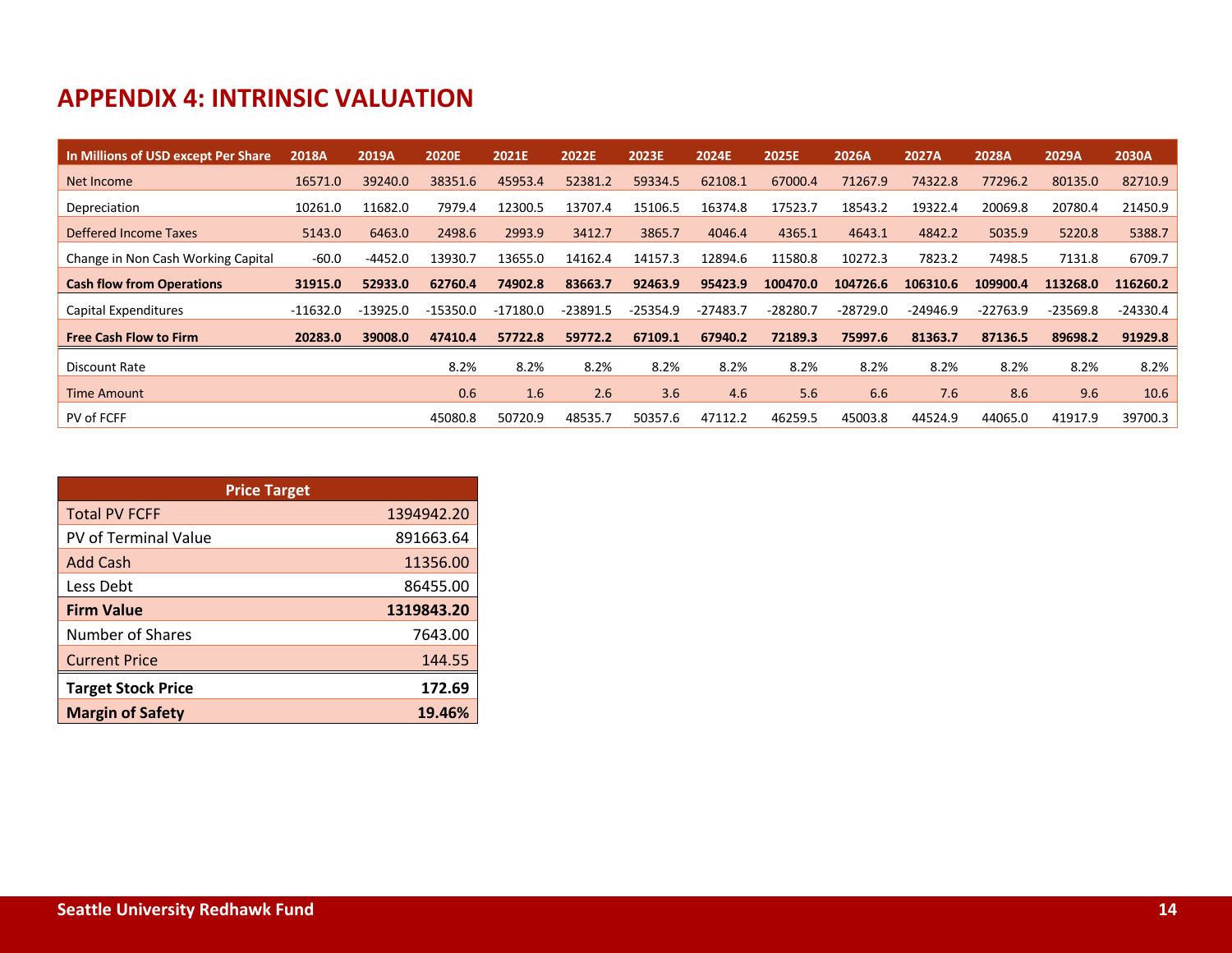## APPENDIX 4: INTRINSIC VALUATION

| In Millions of USD except Per Share | 2018A | 2019A | 2020E | 2021E | 2022E | 2023E | 2024E | 2025E | 2026A | 2027A | 2028A | 2029A | 2030A |
|---|---|---|---|---|---|---|---|---|---|---|---|---|---|
| Net Income | 16571.0 | 39240.0 | 38351.6 | 45953.4 | 52381.2 | 59334.5 | 62108.1 | 67000.4 | 71267.9 | 74322.8 | 77296.2 | 80135.0 | 82710.9 |
| Depreciation | 10261.0 | 11682.0 | 7979.4 | 12300.5 | 13707.4 | 15106.5 | 16374.8 | 17523.7 | 18543.2 | 19322.4 | 20069.8 | 20780.4 | 21450.9 |
| Deffered Income Taxes | 5143.0 | 6463.0 | 2498.6 | 2993.9 | 3412.7 | 3865.7 | 4046.4 | 4365.1 | 4643.1 | 4842.2 | 5035.9 | 5220.8 | 5388.7 |
| Change in Non Cash Working Capital | -60.0 | -4452.0 | 13930.7 | 13655.0 | 14162.4 | 14157.3 | 12894.6 | 11580.8 | 10272.3 | 7823.2 | 7498.5 | 7131.8 | 6709.7 |
| **Cash flow from Operations** | **31915.0** | **52933.0** | **62760.4** | **74902.8** | **83663.7** | **92463.9** | **95423.9** | **100470.0** | **104726.6** | **106310.6** | **109900.4** | **113268.0** | **116260.2** |
| Capital Expenditures | -11632.0 | -13925.0 | -15350.0 | -17180.0 | -23891.5 | -25354.9 | -27483.7 | -28280.7 | -28729.0 | -24946.9 | -22763.9 | -23569.8 | -24330.4 |
| **Free Cash Flow to Firm** | **20283.0** | **39008.0** | **47410.4** | **57722.8** | **59772.2** | **67109.1** | **67940.2** | **72189.3** | **75997.6** | **81363.7** | **87136.5** | **89698.2** | **91929.8** |
| Discount Rate | | | 8.2% | 8.2% | 8.2% | 8.2% | 8.2% | 8.2% | 8.2% | 8.2% | 8.2% | 8.2% | 8.2% |
| Time Amount | | | 0.6 | 1.6 | 2.6 | 3.6 | 4.6 | 5.6 | 6.6 | 7.6 | 8.6 | 9.6 | 10.6 |
| PV of FCFF | | | 45080.8 | 50720.9 | 48535.7 | 50357.6 | 47112.2 | 46259.5 | 45003.8 | 44524.9 | 44065.0 | 41917.9 | 39700.3 |

| Price Target | |
|---|---|
| Total PV FCFF | 1394942.20 |
| PV of Terminal Value | 891663.64 |
| Add Cash | 11356.00 |
| Less Debt | 86455.00 |
| **Firm Value** | **1319843.20** |
| Number of Shares | 7643.00 |
| Current Price | 144.55 |
| **Target Stock Price** | **172.69** |
| **Margin of Safety** | **19.46%** |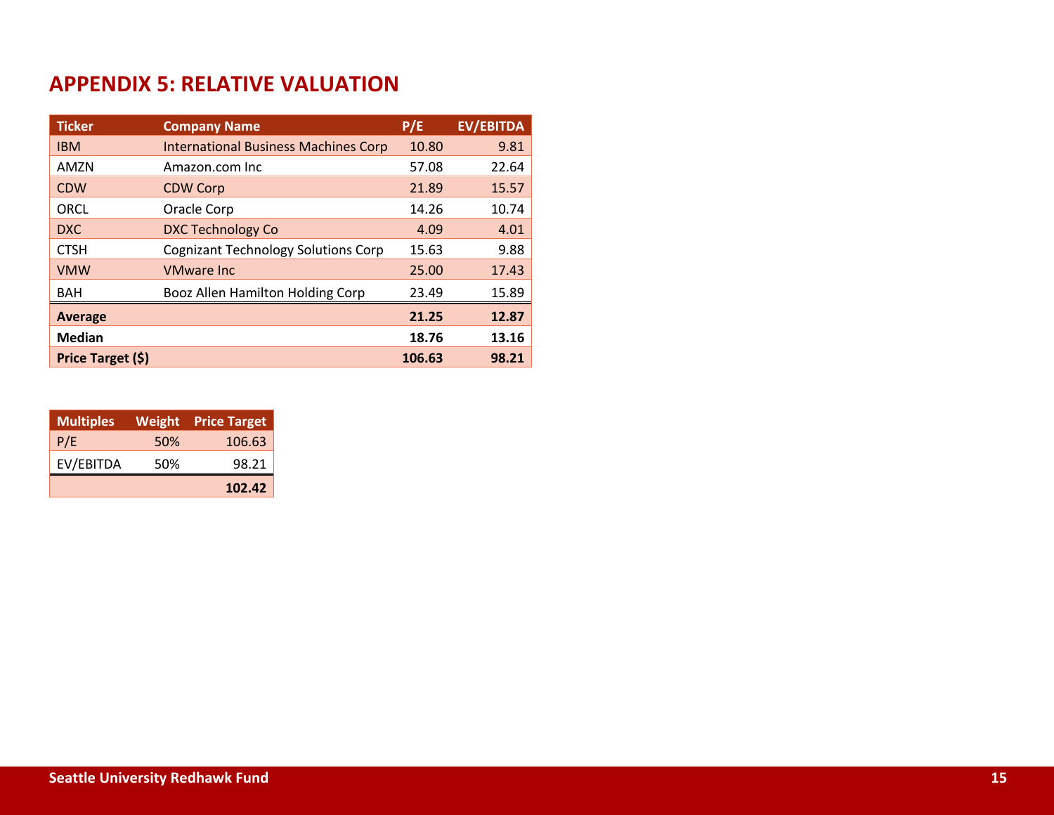## APPENDIX 5: RELATIVE VALUATION

| Ticker | Company Name | P/E | EV/EBITDA |
|---|---|---|---|
| IBM | International Business Machines Corp | 10.80 | 9.81 |
| AMZN | Amazon.com Inc | 57.08 | 22.64 |
| CDW | CDW Corp | 21.89 | 15.57 |
| ORCL | Oracle Corp | 14.26 | 10.74 |
| DXC | DXC Technology Co | 4.09 | 4.01 |
| CTSH | Cognizant Technology Solutions Corp | 15.63 | 9.88 |
| VMW | VMware Inc | 25.00 | 17.43 |
| BAH | Booz Allen Hamilton Holding Corp | 23.49 | 15.89 |
| **Average** | | **21.25** | **12.87** |
| **Median** | | **18.76** | **13.16** |
| **Price Target ($)** | | **106.63** | **98.21** |

| Multiples | Weight | Price Target |
|---|---|---|
| P/E | 50% | 106.63 |
| EV/EBITDA | 50% | 98.21 |
| | | **102.42** |